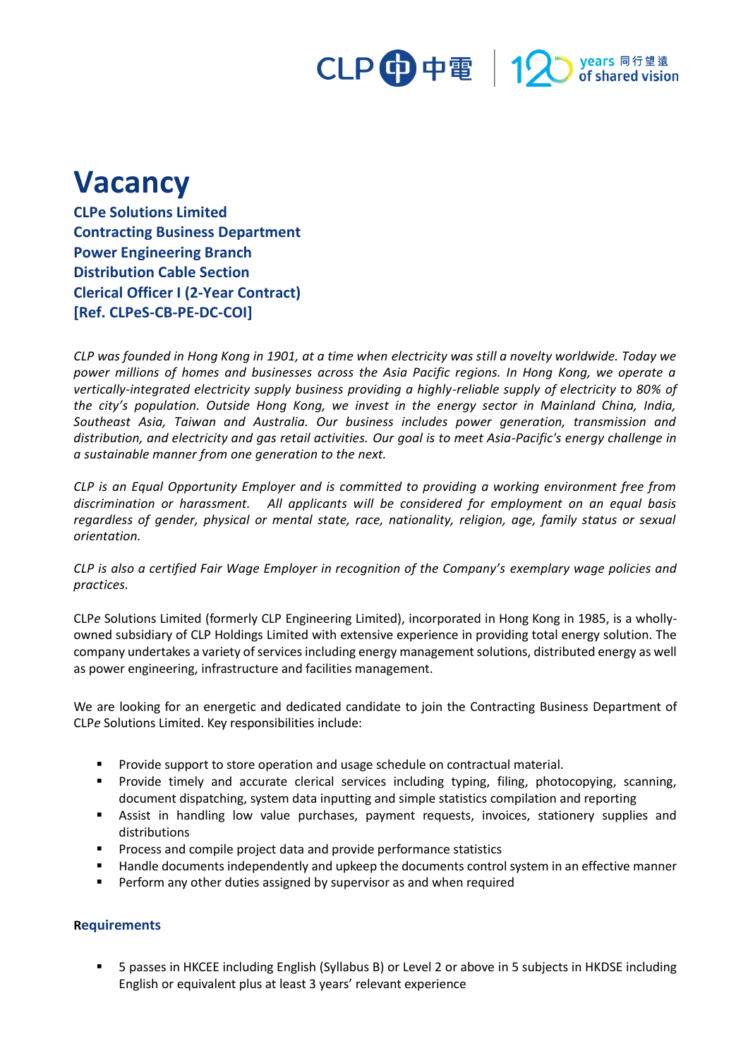# Vacancy

**CLPe Solutions Limited**
**Contracting Business Department**
**Power Engineering Branch**
**Distribution Cable Section**
**Clerical Officer I (2-Year Contract)**
**[Ref. CLPeS-CB-PE-DC-COI]**

*CLP was founded in Hong Kong in 1901, at a time when electricity was still a novelty worldwide. Today we power millions of homes and businesses across the Asia Pacific regions. In Hong Kong, we operate a vertically-integrated electricity supply business providing a highly-reliable supply of electricity to 80% of the city's population. Outside Hong Kong, we invest in the energy sector in Mainland China, India, Southeast Asia, Taiwan and Australia. Our business includes power generation, transmission and distribution, and electricity and gas retail activities. Our goal is to meet Asia-Pacific's energy challenge in a sustainable manner from one generation to the next.*

*CLP is an Equal Opportunity Employer and is committed to providing a working environment free from discrimination or harassment. All applicants will be considered for employment on an equal basis regardless of gender, physical or mental state, race, nationality, religion, age, family status or sexual orientation.*

*CLP is also a certified Fair Wage Employer in recognition of the Company's exemplary wage policies and practices.*

CLP*e* Solutions Limited (formerly CLP Engineering Limited), incorporated in Hong Kong in 1985, is a wholly-owned subsidiary of CLP Holdings Limited with extensive experience in providing total energy solution. The company undertakes a variety of services including energy management solutions, distributed energy as well as power engineering, infrastructure and facilities management.

We are looking for an energetic and dedicated candidate to join the Contracting Business Department of CLP*e* Solutions Limited. Key responsibilities include:

- Provide support to store operation and usage schedule on contractual material.
- Provide timely and accurate clerical services including typing, filing, photocopying, scanning, document dispatching, system data inputting and simple statistics compilation and reporting
- Assist in handling low value purchases, payment requests, invoices, stationery supplies and distributions
- Process and compile project data and provide performance statistics
- Handle documents independently and upkeep the documents control system in an effective manner
- Perform any other duties assigned by supervisor as and when required

### Requirements

- 5 passes in HKCEE including English (Syllabus B) or Level 2 or above in 5 subjects in HKDSE including English or equivalent plus at least 3 years' relevant experience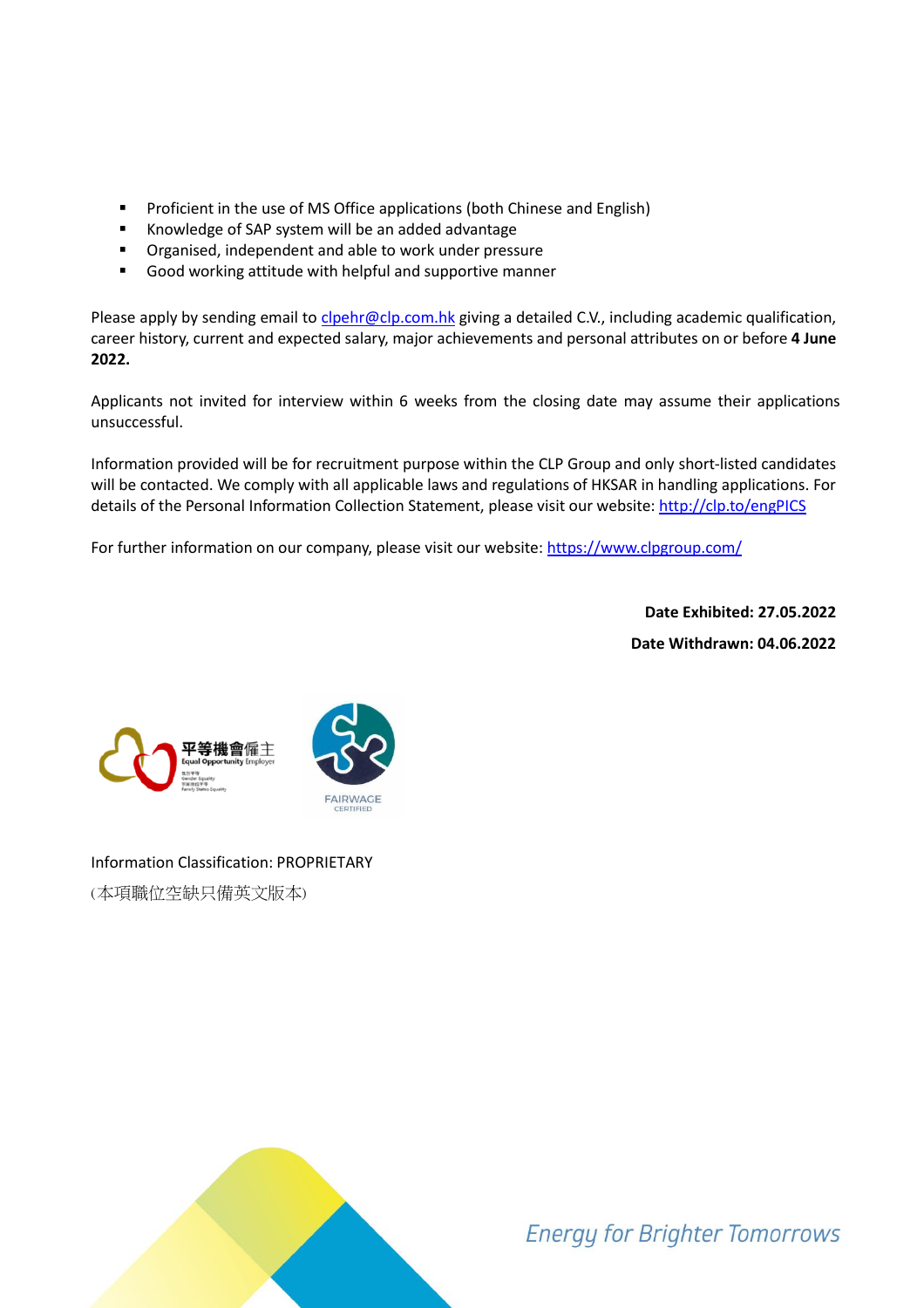- Proficient in the use of MS Office applications (both Chinese and English)
- Knowledge of SAP system will be an added advantage
- Organised, independent and able to work under pressure
- Good working attitude with helpful and supportive manner

Please apply by sending email to clpehr@clp.com.hk giving a detailed C.V., including academic qualification, career history, current and expected salary, major achievements and personal attributes on or before **4 June 2022.**

Applicants not invited for interview within 6 weeks from the closing date may assume their applications unsuccessful.

Information provided will be for recruitment purpose within the CLP Group and only short-listed candidates will be contacted. We comply with all applicable laws and regulations of HKSAR in handling applications. For details of the Personal Information Collection Statement, please visit our website: http://clp.to/engPICS

For further information on our company, please visit our website: https://www.clpgroup.com/

**Date Exhibited: 27.05.2022**

**Date Withdrawn: 04.06.2022**

平等機會僱主 Equal Opportunity Employer

FAIRWAGE CERTIFIED

Information Classification: PROPRIETARY

(本項職位空缺只備英文版本)

*Energy for Brighter Tomorrows*